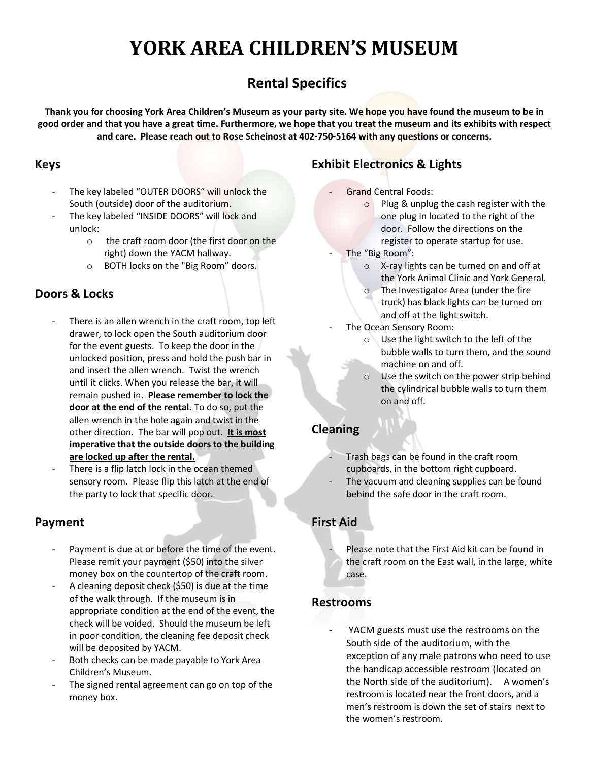# YORK AREA CHILDREN'S MUSEUM

## Rental Specifics

**Thank you for choosing York Area Children's Museum as your party site. We hope you have found the museum to be in good order and that you have a great time. Furthermore, we hope that you treat the museum and its exhibits with respect and care. Please reach out to Rose Scheinost at 402-750-5164 with any questions or concerns.**

### Keys

- The key labeled "OUTER DOORS" will unlock the South (outside) door of the auditorium.
- The key labeled "INSIDE DOORS" will lock and unlock:
    - the craft room door (the first door on the right) down the YACM hallway.
    - BOTH locks on the "Big Room" doors.

### Doors & Locks

- There is an allen wrench in the craft room, top left drawer, to lock open the South auditorium door for the event guests. To keep the door in the unlocked position, press and hold the push bar in and insert the allen wrench. Twist the wrench until it clicks. When you release the bar, it will remain pushed in. **Please remember to lock the door at the end of the rental.** To do so, put the allen wrench in the hole again and twist in the other direction. The bar will pop out. **It is most imperative that the outside doors to the building are locked up after the rental.**
- There is a flip latch lock in the ocean themed sensory room. Please flip this latch at the end of the party to lock that specific door.

### Payment

- Payment is due at or before the time of the event. Please remit your payment ($50) into the silver money box on the countertop of the craft room.
- A cleaning deposit check ($50) is due at the time of the walk through. If the museum is in appropriate condition at the end of the event, the check will be voided. Should the museum be left in poor condition, the cleaning fee deposit check will be deposited by YACM.
- Both checks can be made payable to York Area Children's Museum.
- The signed rental agreement can go on top of the money box.

### Exhibit Electronics & Lights

- Grand Central Foods:
    - Plug & unplug the cash register with the one plug in located to the right of the door. Follow the directions on the register to operate startup for use.
- The "Big Room":
    - X-ray lights can be turned on and off at the York Animal Clinic and York General.
    - The Investigator Area (under the fire truck) has black lights can be turned on and off at the light switch.
- The Ocean Sensory Room:
    - Use the light switch to the left of the bubble walls to turn them, and the sound machine on and off.
    - Use the switch on the power strip behind the cylindrical bubble walls to turn them on and off.

### Cleaning

- Trash bags can be found in the craft room cupboards, in the bottom right cupboard.
- The vacuum and cleaning supplies can be found behind the safe door in the craft room.

### First Aid

- Please note that the First Aid kit can be found in the craft room on the East wall, in the large, white case.

### Restrooms

- YACM guests must use the restrooms on the South side of the auditorium, with the exception of any male patrons who need to use the handicap accessible restroom (located on the North side of the auditorium). A women's restroom is located near the front doors, and a men's restroom is down the set of stairs next to the women's restroom.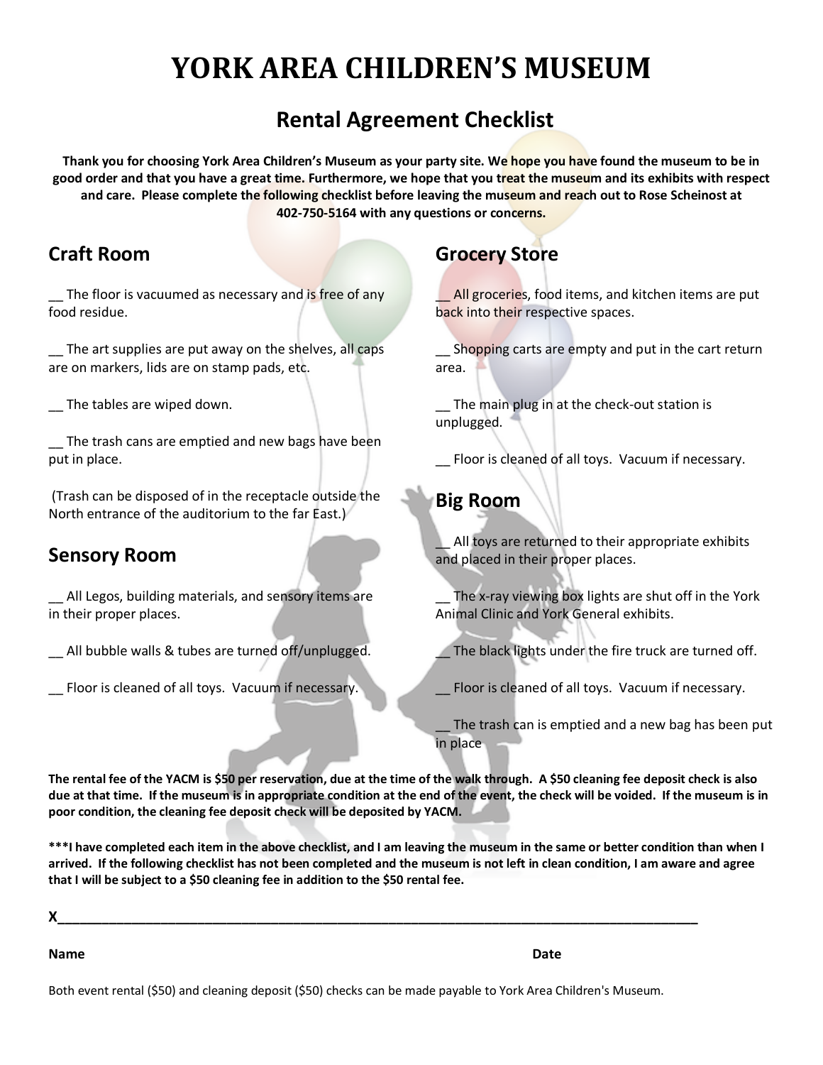# YORK AREA CHILDREN'S MUSEUM

## Rental Agreement Checklist

**Thank you for choosing York Area Children's Museum as your party site. We hope you have found the museum to be in good order and that you have a great time. Furthermore, we hope that you treat the museum and its exhibits with respect and care. Please complete the following checklist before leaving the museum and reach out to Rose Scheinost at 402-750-5164 with any questions or concerns.**

### Craft Room

__ The floor is vacuumed as necessary and is free of any food residue.

__ The art supplies are put away on the shelves, all caps are on markers, lids are on stamp pads, etc.

__ The tables are wiped down.

__ The trash cans are emptied and new bags have been put in place.

(Trash can be disposed of in the receptacle outside the North entrance of the auditorium to the far East.)

### Sensory Room

__ All Legos, building materials, and sensory items are in their proper places.

__ All bubble walls & tubes are turned off/unplugged.

__ Floor is cleaned of all toys. Vacuum if necessary.

### Grocery Store

__ All groceries, food items, and kitchen items are put back into their respective spaces.

__ Shopping carts are empty and put in the cart return area.

__ The main plug in at the check-out station is unplugged.

__ Floor is cleaned of all toys. Vacuum if necessary.

### Big Room

__ All toys are returned to their appropriate exhibits and placed in their proper places.

__ The x-ray viewing box lights are shut off in the York Animal Clinic and York General exhibits.

__ The black lights under the fire truck are turned off.

__ Floor is cleaned of all toys. Vacuum if necessary.

__ The trash can is emptied and a new bag has been put in place

**The rental fee of the YACM is $50 per reservation, due at the time of the walk through. A $50 cleaning fee deposit check is also due at that time. If the museum is in appropriate condition at the end of the event, the check will be voided. If the museum is in poor condition, the cleaning fee deposit check will be deposited by YACM.**

**\*\*\*I have completed each item in the above checklist, and I am leaving the museum in the same or better condition than when I arrived. If the following checklist has not been completed and the museum is not left in clean condition, I am aware and agree that I will be subject to a $50 cleaning fee in addition to the $50 rental fee.**

**X**_____________________________________________________________________________

**Name** **Date**

Both event rental ($50) and cleaning deposit ($50) checks can be made payable to York Area Children's Museum.